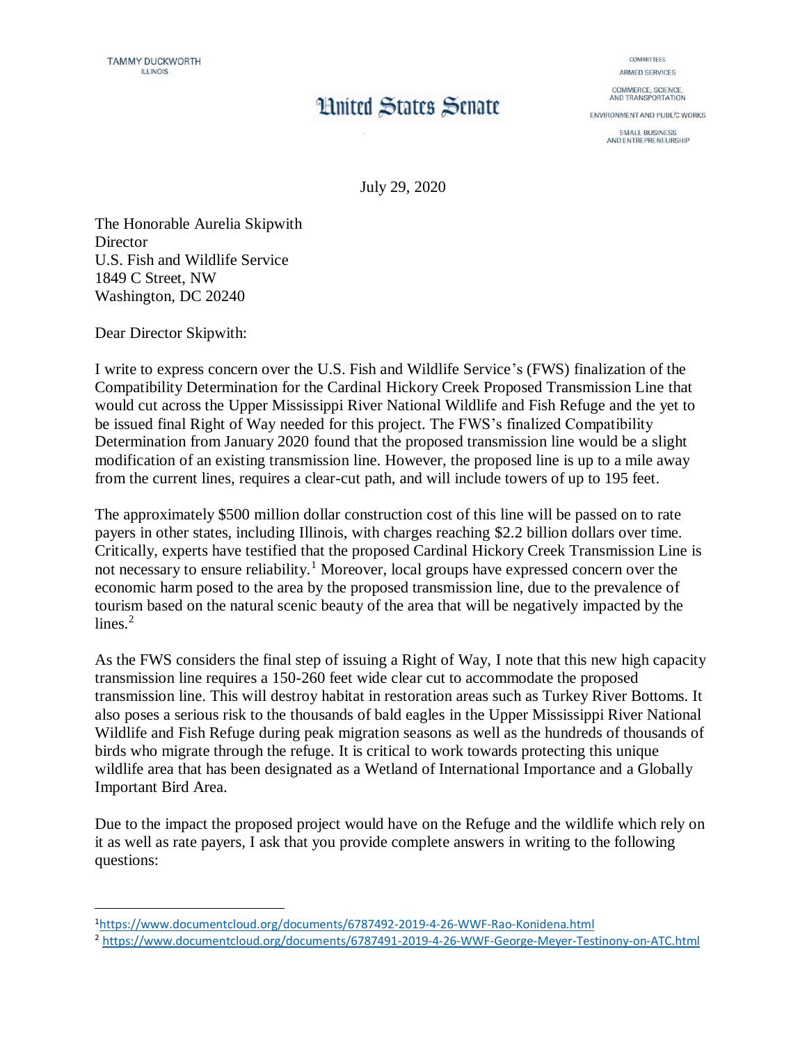TAMMY DUCKWORTH
ILLINOIS

# United States Senate

COMMITTEES
ARMED SERVICES
COMMERCE, SCIENCE, AND TRANSPORTATION
ENVIRONMENT AND PUBLIC WORKS
SMALL BUSINESS AND ENTREPRENEURSHIP

July 29, 2020

The Honorable Aurelia Skipwith
Director
U.S. Fish and Wildlife Service
1849 C Street, NW
Washington, DC 20240

Dear Director Skipwith:

I write to express concern over the U.S. Fish and Wildlife Service's (FWS) finalization of the Compatibility Determination for the Cardinal Hickory Creek Proposed Transmission Line that would cut across the Upper Mississippi River National Wildlife and Fish Refuge and the yet to be issued final Right of Way needed for this project. The FWS's finalized Compatibility Determination from January 2020 found that the proposed transmission line would be a slight modification of an existing transmission line. However, the proposed line is up to a mile away from the current lines, requires a clear-cut path, and will include towers of up to 195 feet.

The approximately $500 million dollar construction cost of this line will be passed on to rate payers in other states, including Illinois, with charges reaching $2.2 billion dollars over time. Critically, experts have testified that the proposed Cardinal Hickory Creek Transmission Line is not necessary to ensure reliability.[1] Moreover, local groups have expressed concern over the economic harm posed to the area by the proposed transmission line, due to the prevalence of tourism based on the natural scenic beauty of the area that will be negatively impacted by the lines.[2]

As the FWS considers the final step of issuing a Right of Way, I note that this new high capacity transmission line requires a 150-260 feet wide clear cut to accommodate the proposed transmission line. This will destroy habitat in restoration areas such as Turkey River Bottoms. It also poses a serious risk to the thousands of bald eagles in the Upper Mississippi River National Wildlife and Fish Refuge during peak migration seasons as well as the hundreds of thousands of birds who migrate through the refuge. It is critical to work towards protecting this unique wildlife area that has been designated as a Wetland of International Importance and a Globally Important Bird Area.

Due to the impact the proposed project would have on the Refuge and the wildlife which rely on it as well as rate payers, I ask that you provide complete answers in writing to the following questions:

---

[1] https://www.documentcloud.org/documents/6787492-2019-4-26-WWF-Rao-Konidena.html

[2] https://www.documentcloud.org/documents/6787491-2019-4-26-WWF-George-Meyer-Testinony-on-ATC.html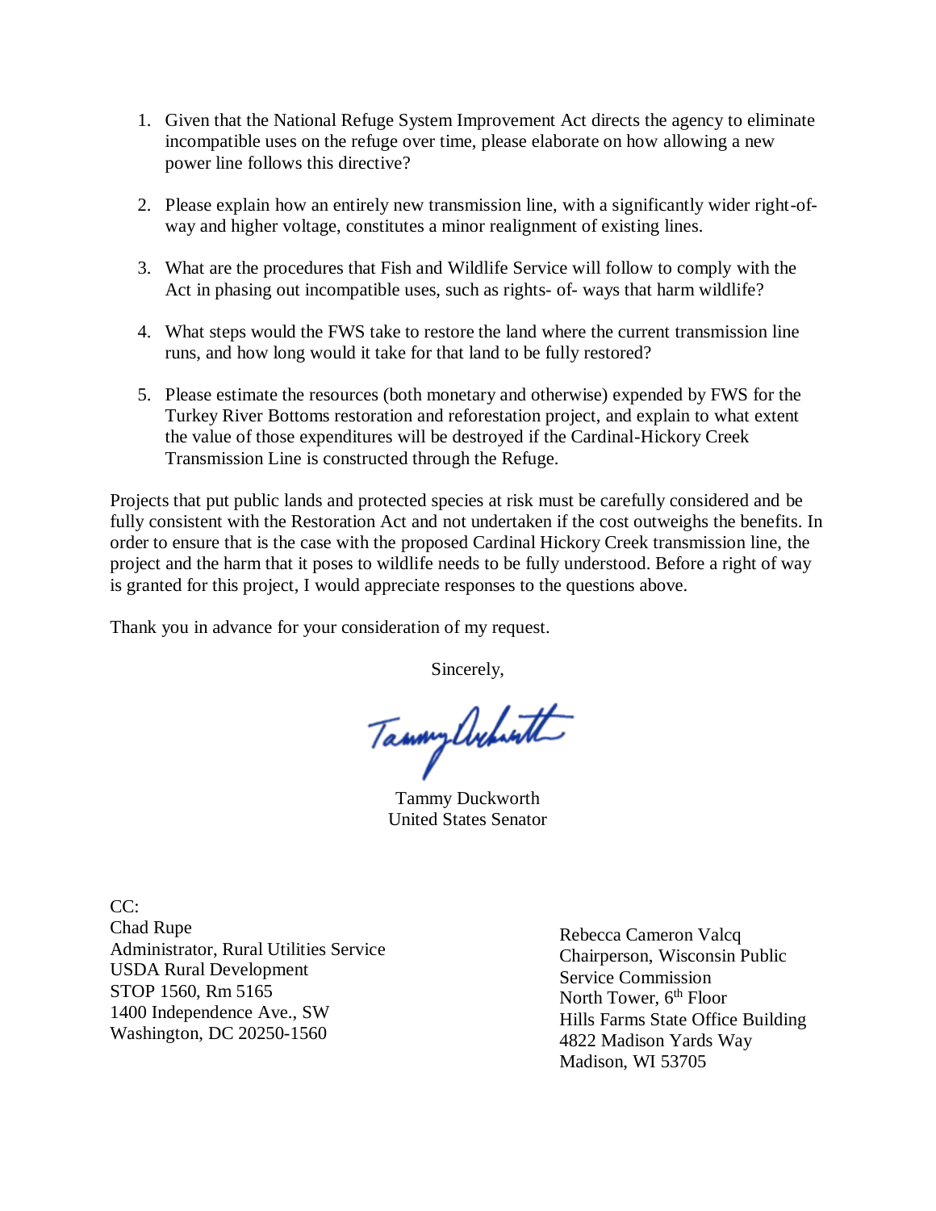1. Given that the National Refuge System Improvement Act directs the agency to eliminate incompatible uses on the refuge over time, please elaborate on how allowing a new power line follows this directive?

2. Please explain how an entirely new transmission line, with a significantly wider right-of-way and higher voltage, constitutes a minor realignment of existing lines.

3. What are the procedures that Fish and Wildlife Service will follow to comply with the Act in phasing out incompatible uses, such as rights- of- ways that harm wildlife?

4. What steps would the FWS take to restore the land where the current transmission line runs, and how long would it take for that land to be fully restored?

5. Please estimate the resources (both monetary and otherwise) expended by FWS for the Turkey River Bottoms restoration and reforestation project, and explain to what extent the value of those expenditures will be destroyed if the Cardinal-Hickory Creek Transmission Line is constructed through the Refuge.

Projects that put public lands and protected species at risk must be carefully considered and be fully consistent with the Restoration Act and not undertaken if the cost outweighs the benefits. In order to ensure that is the case with the proposed Cardinal Hickory Creek transmission line, the project and the harm that it poses to wildlife needs to be fully understood. Before a right of way is granted for this project, I would appreciate responses to the questions above.

Thank you in advance for your consideration of my request.

Sincerely,

Tammy Duckworth
United States Senator

CC:
Chad Rupe
Administrator, Rural Utilities Service
USDA Rural Development
STOP 1560, Rm 5165
1400 Independence Ave., SW
Washington, DC 20250-1560

Rebecca Cameron Valcq
Chairperson, Wisconsin Public Service Commission
North Tower, 6th Floor
Hills Farms State Office Building
4822 Madison Yards Way
Madison, WI 53705